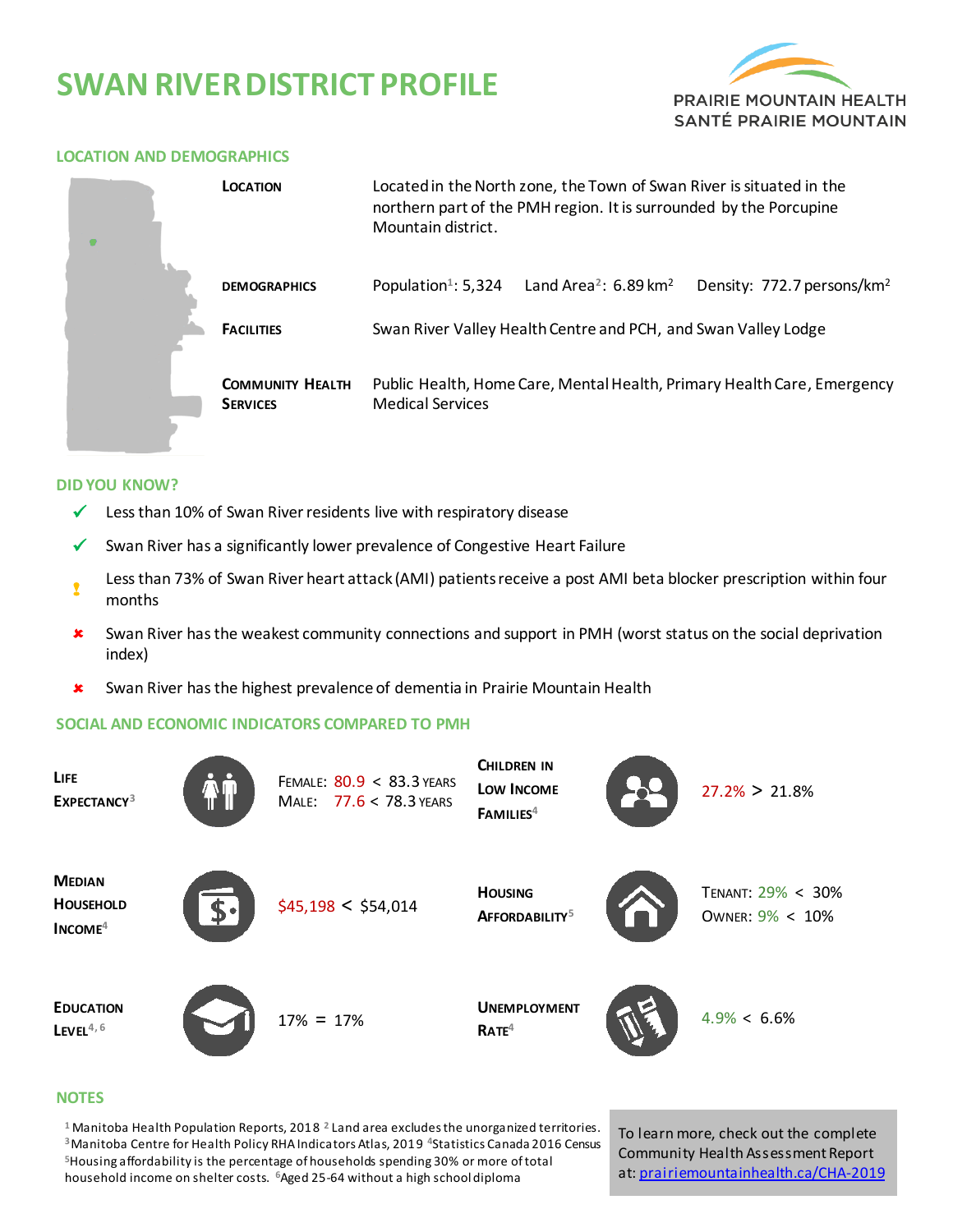# SWAN RIVER DISTRICT PROFILE

PRAIRIE MOUNTAIN HEALTH
SANTÉ PRAIRIE MOUNTAIN

## LOCATION AND DEMOGRAPHICS

| | |
|---|---|
| **LOCATION** | Located in the North zone, the Town of Swan River is situated in the northern part of the PMH region. It is surrounded by the Porcupine Mountain district. |
| **DEMOGRAPHICS** | Population[1]: 5,324 Land Area[2]: 6.89 km$^2$ Density: 772.7 persons/km$^2$ |
| **FACILITIES** | Swan River Valley Health Centre and PCH, and Swan Valley Lodge |
| **COMMUNITY HEALTH SERVICES** | Public Health, Home Care, Mental Health, Primary Health Care, Emergency Medical Services |

## DID YOU KNOW?

- ✓ Less than 10% of Swan River residents live with respiratory disease
- ✓ Swan River has a significantly lower prevalence of Congestive Heart Failure
- ! Less than 73% of Swan River heart attack (AMI) patients receive a post AMI beta blocker prescription within four months
- ✘ Swan River has the weakest community connections and support in PMH (worst status on the social deprivation index)
- ✘ Swan River has the highest prevalence of dementia in Prairie Mountain Health

## SOCIAL AND ECONOMIC INDICATORS COMPARED TO PMH

| Indicator | Swan River vs PMH | Indicator | Swan River vs PMH |
|---|---|---|---|
| **LIFE EXPECTANCY**[3] | Female: 80.9 < 83.3 years<br>Male: 77.6 < 78.3 years | **CHILDREN IN LOW INCOME FAMILIES**[4] | 27.2% > 21.8% |
| **MEDIAN HOUSEHOLD INCOME**[4] | $45,198 < $54,014 | **HOUSING AFFORDABILITY**[5] | Tenant: 29% < 30%<br>Owner: 9% < 10% |
| **EDUCATION LEVEL**[4, 6] | 17% = 17% | **UNEMPLOYMENT RATE**[4] | 4.9% < 6.6% |

## NOTES

[1] Manitoba Health Population Reports, 2018 [2] Land area excludes the unorganized territories. [3] Manitoba Centre for Health Policy RHA Indicators Atlas, 2019 [4] Statistics Canada 2016 Census [5] Housing affordability is the percentage of households spending 30% or more of total household income on shelter costs. [6] Aged 25-64 without a high school diploma

To learn more, check out the complete Community Health Assessment Report at: prairiemountainhealth.ca/CHA-2019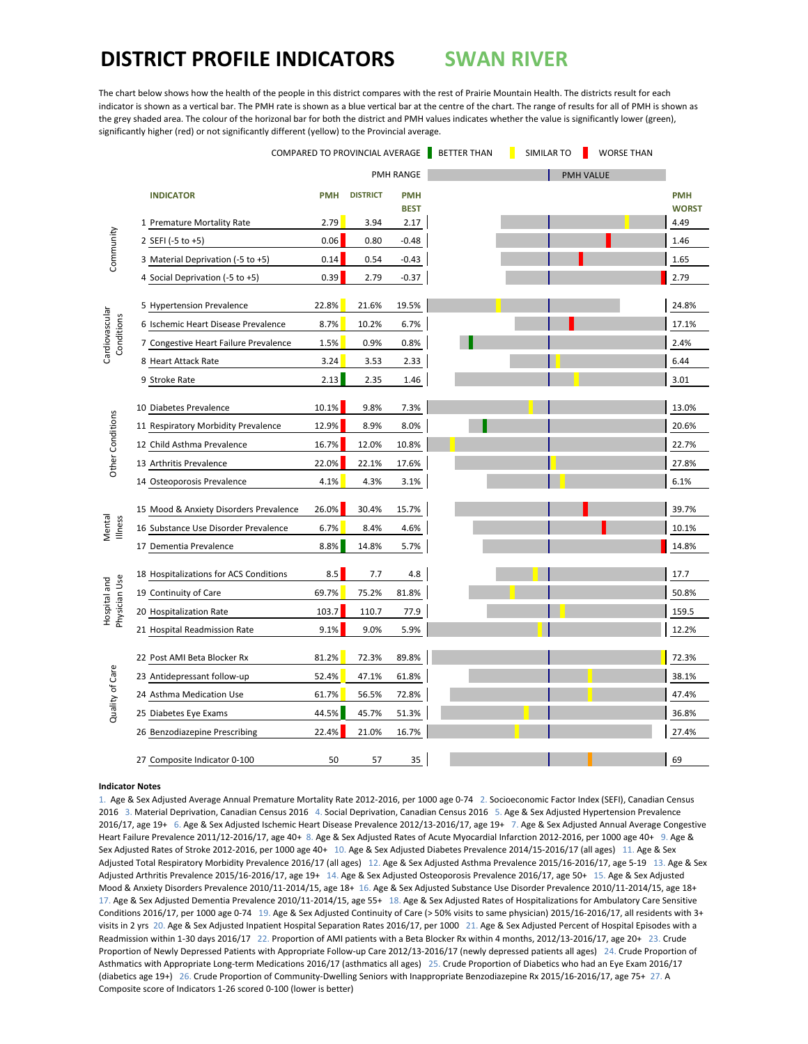# DISTRICT PROFILE INDICATORS SWAN RIVER

The chart below shows how the health of the people in this district compares with the rest of Prairie Mountain Health. The districts result for each indicator is shown as a vertical bar. The PMH rate is shown as a blue vertical bar at the centre of the chart. The range of results for all of PMH is shown as the grey shaded area. The colour of the horizonal bar for both the district and PMH values indicates whether the value is significantly lower (green), significantly higher (red) or not significantly different (yellow) to the Provincial average.

COMPARED TO PROVINCIAL AVERAGE BETTER THAN SIMILAR TO WORSE THAN

PMH RANGE PMH VALUE

| | | INDICATOR | PMH | DISTRICT | PMH BEST | PMH WORST |
|---|---|---|---|---|---|---|
| Community | 1 | Premature Mortality Rate | 2.79 | 3.94 | 2.17 | 4.49 |
| | 2 | SEFI (-5 to +5) | 0.06 | 0.80 | -0.48 | 1.46 |
| | 3 | Material Deprivation (-5 to +5) | 0.14 | 0.54 | -0.43 | 1.65 |
| | 4 | Social Deprivation (-5 to +5) | 0.39 | 2.79 | -0.37 | 2.79 |
| Cardiovascular Conditions | 5 | Hypertension Prevalence | 22.8% | 21.6% | 19.5% | 24.8% |
| | 6 | Ischemic Heart Disease Prevalence | 8.7% | 10.2% | 6.7% | 17.1% |
| | 7 | Congestive Heart Failure Prevalence | 1.5% | 0.9% | 0.8% | 2.4% |
| | 8 | Heart Attack Rate | 3.24 | 3.53 | 2.33 | 6.44 |
| | 9 | Stroke Rate | 2.13 | 2.35 | 1.46 | 3.01 |
| Other Conditions | 10 | Diabetes Prevalence | 10.1% | 9.8% | 7.3% | 13.0% |
| | 11 | Respiratory Morbidity Prevalence | 12.9% | 8.9% | 8.0% | 20.6% |
| | 12 | Child Asthma Prevalence | 16.7% | 12.0% | 10.8% | 22.7% |
| | 13 | Arthritis Prevalence | 22.0% | 22.1% | 17.6% | 27.8% |
| | 14 | Osteoporosis Prevalence | 4.1% | 4.3% | 3.1% | 6.1% |
| Mental Illness | 15 | Mood & Anxiety Disorders Prevalence | 26.0% | 30.4% | 15.7% | 39.7% |
| | 16 | Substance Use Disorder Prevalence | 6.7% | 8.4% | 4.6% | 10.1% |
| | 17 | Dementia Prevalence | 8.8% | 14.8% | 5.7% | 14.8% |
| Hospital and Physician Use | 18 | Hospitalizations for ACS Conditions | 8.5 | 7.7 | 4.8 | 17.7 |
| | 19 | Continuity of Care | 69.7% | 75.2% | 81.8% | 50.8% |
| | 20 | Hospitalization Rate | 103.7 | 110.7 | 77.9 | 159.5 |
| | 21 | Hospital Readmission Rate | 9.1% | 9.0% | 5.9% | 12.2% |
| Quality of Care | 22 | Post AMI Beta Blocker Rx | 81.2% | 72.3% | 89.8% | 72.3% |
| | 23 | Antidepressant follow-up | 52.4% | 47.1% | 61.8% | 38.1% |
| | 24 | Asthma Medication Use | 61.7% | 56.5% | 72.8% | 47.4% |
| | 25 | Diabetes Eye Exams | 44.5% | 45.7% | 51.3% | 36.8% |
| | 26 | Benzodiazepine Prescribing | 22.4% | 21.0% | 16.7% | 27.4% |
| | 27 | Composite Indicator 0-100 | 50 | 57 | 35 | 69 |

**Indicator Notes**

1. Age & Sex Adjusted Average Annual Premature Mortality Rate 2012-2016, per 1000 age 0-74 2. Socioeconomic Factor Index (SEFI), Canadian Census 2016 3. Material Deprivation, Canadian Census 2016 4. Social Deprivation, Canadian Census 2016 5. Age & Sex Adjusted Hypertension Prevalence 2016/17, age 19+ 6. Age & Sex Adjusted Ischemic Heart Disease Prevalence 2012/13-2016/17, age 19+ 7. Age & Sex Adjusted Annual Average Congestive Heart Failure Prevalence 2011/12-2016/17, age 40+ 8. Age & Sex Adjusted Rates of Acute Myocardial Infarction 2012-2016, per 1000 age 40+ 9. Age & Sex Adjusted Rates of Stroke 2012-2016, per 1000 age 40+ 10. Age & Sex Adjusted Diabetes Prevalence 2014/15-2016/17 (all ages) 11. Age & Sex Adjusted Total Respiratory Morbidity Prevalence 2016/17 (all ages) 12. Age & Sex Adjusted Asthma Prevalence 2015/16-2016/17, age 5-19 13. Age & Sex Adjusted Arthritis Prevalence 2015/16-2016/17, age 19+ 14. Age & Sex Adjusted Osteoporosis Prevalence 2016/17, age 50+ 15. Age & Sex Adjusted Mood & Anxiety Disorders Prevalence 2010/11-2014/15, age 18+ 16. Age & Sex Adjusted Substance Use Disorder Prevalence 2010/11-2014/15, age 18+ 17. Age & Sex Adjusted Dementia Prevalence 2010/11-2014/15, age 55+ 18. Age & Sex Adjusted Rates of Hospitalizations for Ambulatory Care Sensitive Conditions 2016/17, per 1000 age 0-74 19. Age & Sex Adjusted Continuity of Care (> 50% visits to same physician) 2015/16-2016/17, all residents with 3+ visits in 2 yrs 20. Age & Sex Adjusted Inpatient Hospital Separation Rates 2016/17, per 1000 21. Age & Sex Adjusted Percent of Hospital Episodes with a Readmission within 1-30 days 2016/17 22. Proportion of AMI patients with a Beta Blocker Rx within 4 months, 2012/13-2016/17, age 20+ 23. Crude Proportion of Newly Depressed Patients with Appropriate Follow-up Care 2012/13-2016/17 (newly depressed patients all ages) 24. Crude Proportion of Asthmatics with Appropriate Long-term Medications 2016/17 (asthmatics all ages) 25. Crude Proportion of Diabetics who had an Eye Exam 2016/17 (diabetics age 19+) 26. Crude Proportion of Community-Dwelling Seniors with Inappropriate Benzodiazepine Rx 2015/16-2016/17, age 75+ 27. A Composite score of Indicators 1-26 scored 0-100 (lower is better)